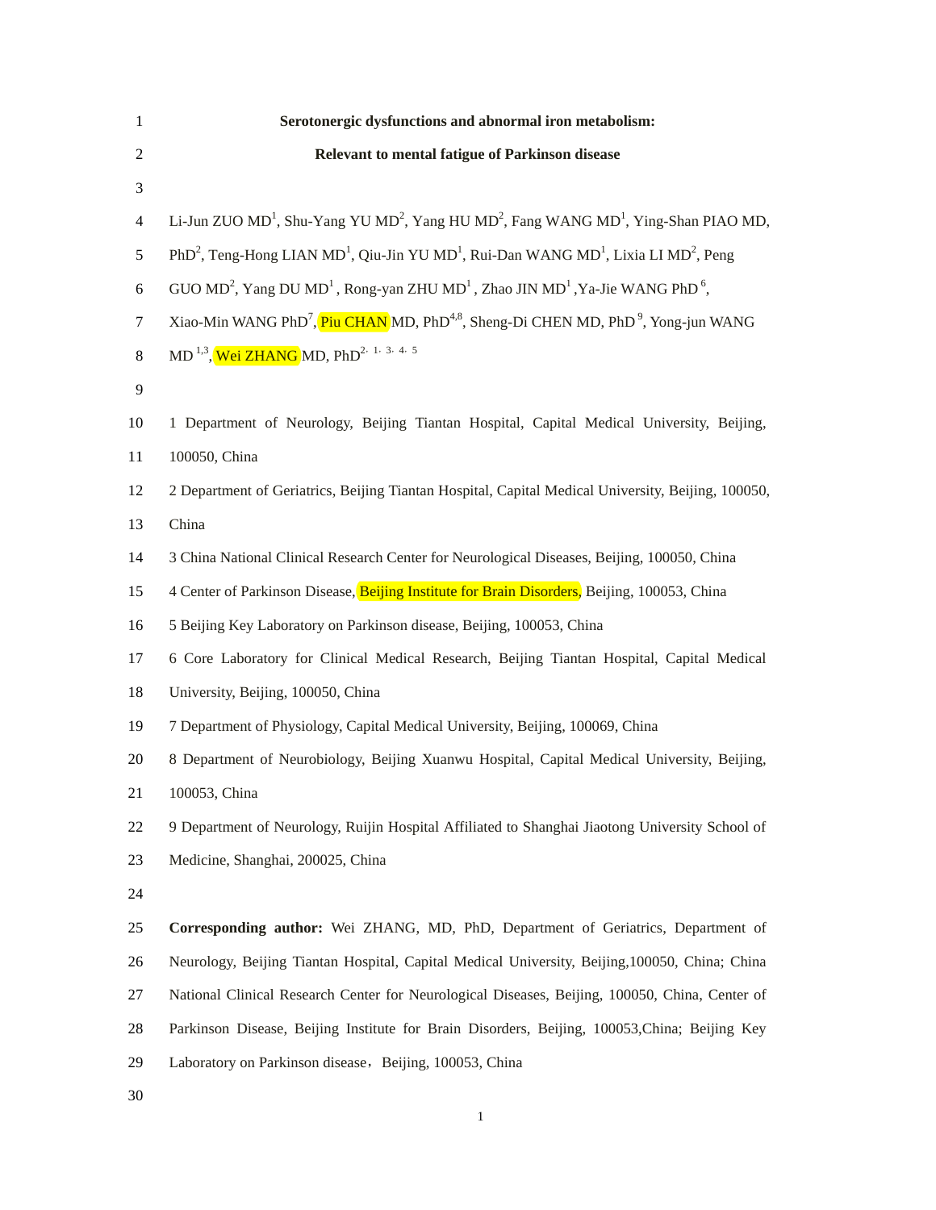# Serotonergic dysfunctions and abnormal iron metabolism: Relevant to mental fatigue of Parkinson disease

Li-Jun ZUO MD[1], Shu-Yang YU MD[2], Yang HU MD[2], Fang WANG MD[1], Ying-Shan PIAO MD, PhD[2], Teng-Hong LIAN MD[1], Qiu-Jin YU MD[1], Rui-Dan WANG MD[1], Lixia LI MD[2], Peng GUO MD[2], Yang DU MD[1], Rong-yan ZHU MD[1], Zhao JIN MD[1], Ya-Jie WANG PhD[6], Xiao-Min WANG PhD[7], Piu CHAN MD, PhD[4,8], Sheng-Di CHEN MD, PhD[9], Yong-jun WANG MD[1,3], Wei ZHANG MD, PhD[2, 1, 3, 4, 5]

1 Department of Neurology, Beijing Tiantan Hospital, Capital Medical University, Beijing, 100050, China

2 Department of Geriatrics, Beijing Tiantan Hospital, Capital Medical University, Beijing, 100050, China

3 China National Clinical Research Center for Neurological Diseases, Beijing, 100050, China

4 Center of Parkinson Disease, Beijing Institute for Brain Disorders, Beijing, 100053, China

5 Beijing Key Laboratory on Parkinson disease, Beijing, 100053, China

6 Core Laboratory for Clinical Medical Research, Beijing Tiantan Hospital, Capital Medical University, Beijing, 100050, China

7 Department of Physiology, Capital Medical University, Beijing, 100069, China

8 Department of Neurobiology, Beijing Xuanwu Hospital, Capital Medical University, Beijing, 100053, China

9 Department of Neurology, Ruijin Hospital Affiliated to Shanghai Jiaotong University School of Medicine, Shanghai, 200025, China

**Corresponding author:** Wei ZHANG, MD, PhD, Department of Geriatrics, Department of Neurology, Beijing Tiantan Hospital, Capital Medical University, Beijing,100050, China; China National Clinical Research Center for Neurological Diseases, Beijing, 100050, China, Center of Parkinson Disease, Beijing Institute for Brain Disorders, Beijing, 100053,China; Beijing Key Laboratory on Parkinson disease，Beijing, 100053, China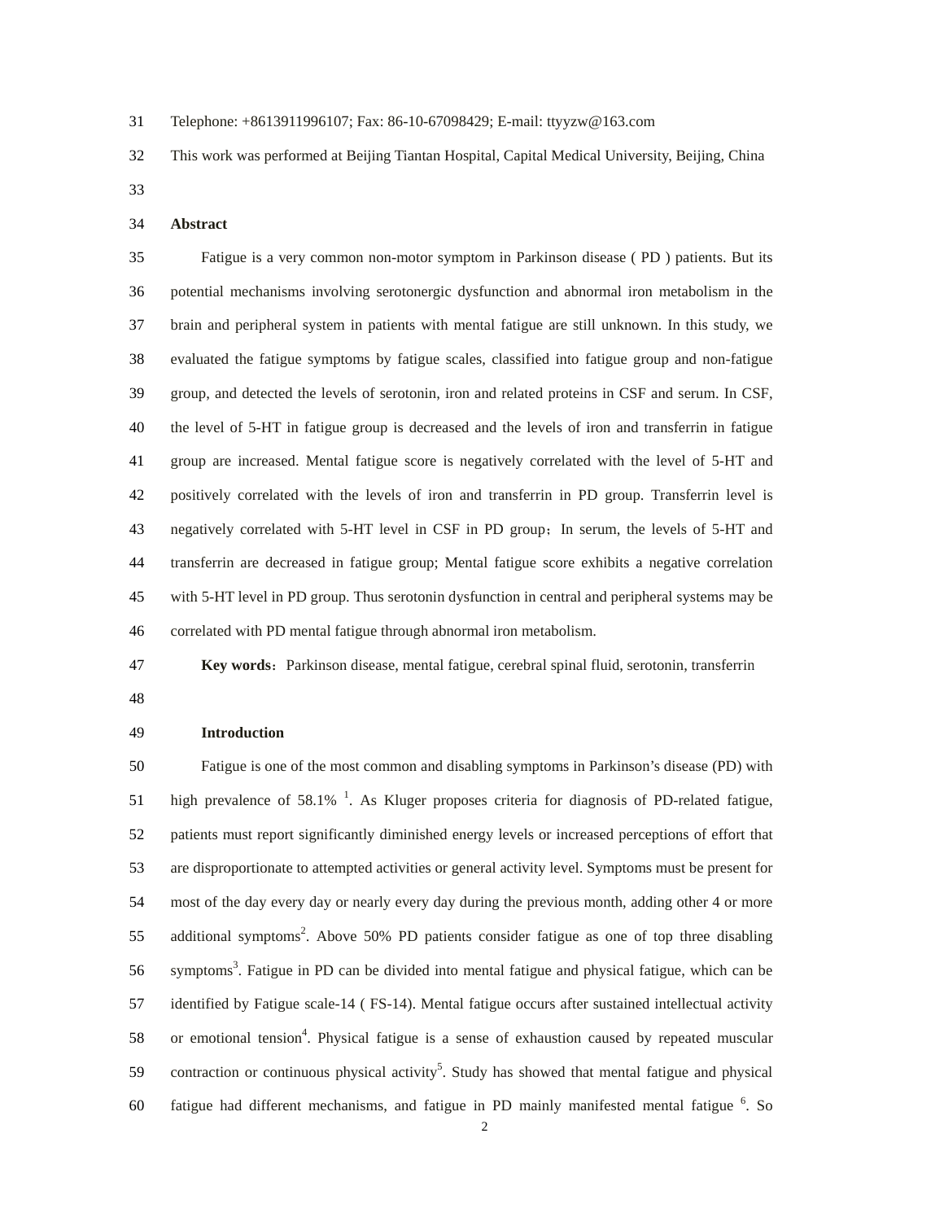Telephone: +8613911996107; Fax: 86-10-67098429; E-mail: ttyyzw@163.com

This work was performed at Beijing Tiantan Hospital, Capital Medical University, Beijing, China

## Abstract

Fatigue is a very common non-motor symptom in Parkinson disease ( PD ) patients. But its potential mechanisms involving serotonergic dysfunction and abnormal iron metabolism in the brain and peripheral system in patients with mental fatigue are still unknown. In this study, we evaluated the fatigue symptoms by fatigue scales, classified into fatigue group and non-fatigue group, and detected the levels of serotonin, iron and related proteins in CSF and serum. In CSF, the level of 5-HT in fatigue group is decreased and the levels of iron and transferrin in fatigue group are increased. Mental fatigue score is negatively correlated with the level of 5-HT and positively correlated with the levels of iron and transferrin in PD group. Transferrin level is negatively correlated with 5-HT level in CSF in PD group；In serum, the levels of 5-HT and transferrin are decreased in fatigue group; Mental fatigue score exhibits a negative correlation with 5-HT level in PD group. Thus serotonin dysfunction in central and peripheral systems may be correlated with PD mental fatigue through abnormal iron metabolism.

**Key words**：Parkinson disease, mental fatigue, cerebral spinal fluid, serotonin, transferrin

## Introduction

Fatigue is one of the most common and disabling symptoms in Parkinson's disease (PD) with high prevalence of 58.1% [1]. As Kluger proposes criteria for diagnosis of PD-related fatigue, patients must report significantly diminished energy levels or increased perceptions of effort that are disproportionate to attempted activities or general activity level. Symptoms must be present for most of the day every day or nearly every day during the previous month, adding other 4 or more additional symptoms[2]. Above 50% PD patients consider fatigue as one of top three disabling symptoms[3]. Fatigue in PD can be divided into mental fatigue and physical fatigue, which can be identified by Fatigue scale-14 ( FS-14). Mental fatigue occurs after sustained intellectual activity or emotional tension[4]. Physical fatigue is a sense of exhaustion caused by repeated muscular contraction or continuous physical activity[5]. Study has showed that mental fatigue and physical fatigue had different mechanisms, and fatigue in PD mainly manifested mental fatigue [6]. So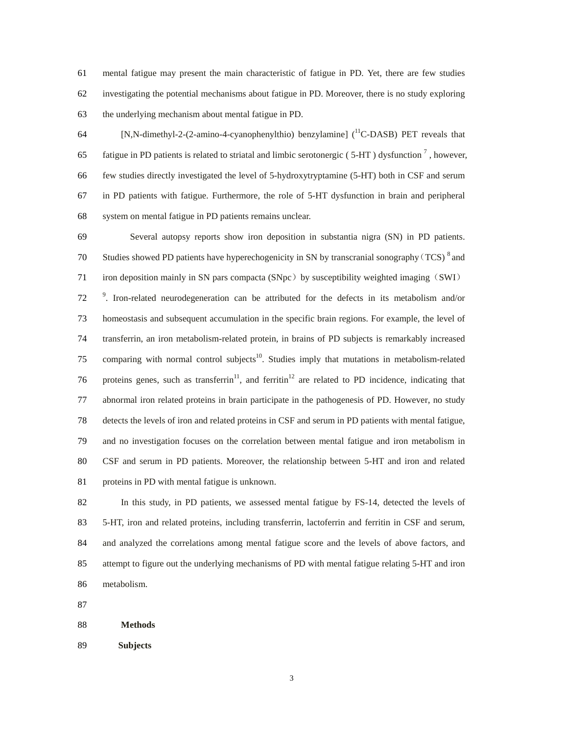mental fatigue may present the main characteristic of fatigue in PD. Yet, there are few studies investigating the potential mechanisms about fatigue in PD. Moreover, there is no study exploring the underlying mechanism about mental fatigue in PD.

[N,N-dimethyl-2-(2-amino-4-cyanophenylthio) benzylamine] ($^{11}$C-DASB) PET reveals that fatigue in PD patients is related to striatal and limbic serotonergic ( 5-HT ) dysfunction [7] , however, few studies directly investigated the level of 5-hydroxytryptamine (5-HT) both in CSF and serum in PD patients with fatigue. Furthermore, the role of 5-HT dysfunction in brain and peripheral system on mental fatigue in PD patients remains unclear.

Several autopsy reports show iron deposition in substantia nigra (SN) in PD patients. Studies showed PD patients have hyperechogenicity in SN by transcranial sonography（TCS) [8] and iron deposition mainly in SN pars compacta (SNpc）by susceptibility weighted imaging（SWI） [9]. Iron-related neurodegeneration can be attributed for the defects in its metabolism and/or homeostasis and subsequent accumulation in the specific brain regions. For example, the level of transferrin, an iron metabolism-related protein, in brains of PD subjects is remarkably increased comparing with normal control subjects[10]. Studies imply that mutations in metabolism-related proteins genes, such as transferrin[11], and ferritin[12] are related to PD incidence, indicating that abnormal iron related proteins in brain participate in the pathogenesis of PD. However, no study detects the levels of iron and related proteins in CSF and serum in PD patients with mental fatigue, and no investigation focuses on the correlation between mental fatigue and iron metabolism in CSF and serum in PD patients. Moreover, the relationship between 5-HT and iron and related proteins in PD with mental fatigue is unknown.

In this study, in PD patients, we assessed mental fatigue by FS-14, detected the levels of 5-HT, iron and related proteins, including transferrin, lactoferrin and ferritin in CSF and serum, and analyzed the correlations among mental fatigue score and the levels of above factors, and attempt to figure out the underlying mechanisms of PD with mental fatigue relating 5-HT and iron metabolism.

## Methods

### Subjects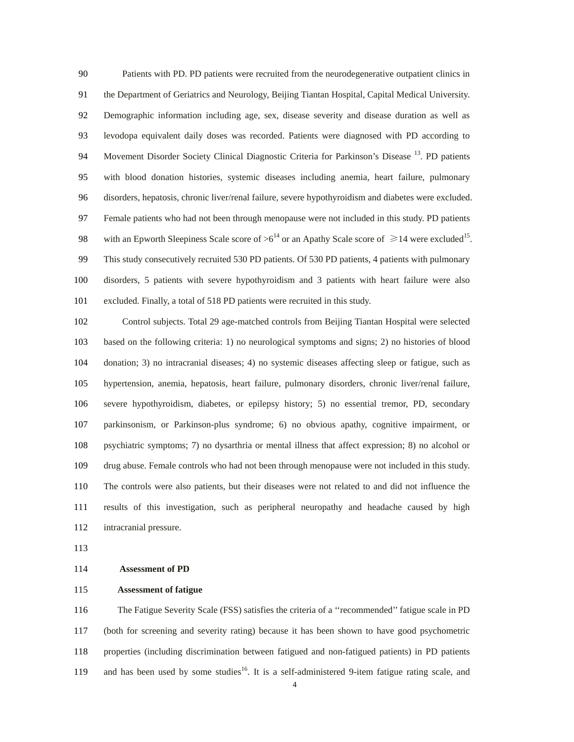Patients with PD. PD patients were recruited from the neurodegenerative outpatient clinics in the Department of Geriatrics and Neurology, Beijing Tiantan Hospital, Capital Medical University. Demographic information including age, sex, disease severity and disease duration as well as levodopa equivalent daily doses was recorded. Patients were diagnosed with PD according to Movement Disorder Society Clinical Diagnostic Criteria for Parkinson's Disease [13]. PD patients with blood donation histories, systemic diseases including anemia, heart failure, pulmonary disorders, hepatosis, chronic liver/renal failure, severe hypothyroidism and diabetes were excluded. Female patients who had not been through menopause were not included in this study. PD patients with an Epworth Sleepiness Scale score of >6[14] or an Apathy Scale score of ≥14 were excluded[15]. This study consecutively recruited 530 PD patients. Of 530 PD patients, 4 patients with pulmonary disorders, 5 patients with severe hypothyroidism and 3 patients with heart failure were also excluded. Finally, a total of 518 PD patients were recruited in this study.

Control subjects. Total 29 age-matched controls from Beijing Tiantan Hospital were selected based on the following criteria: 1) no neurological symptoms and signs; 2) no histories of blood donation; 3) no intracranial diseases; 4) no systemic diseases affecting sleep or fatigue, such as hypertension, anemia, hepatosis, heart failure, pulmonary disorders, chronic liver/renal failure, severe hypothyroidism, diabetes, or epilepsy history; 5) no essential tremor, PD, secondary parkinsonism, or Parkinson-plus syndrome; 6) no obvious apathy, cognitive impairment, or psychiatric symptoms; 7) no dysarthria or mental illness that affect expression; 8) no alcohol or drug abuse. Female controls who had not been through menopause were not included in this study. The controls were also patients, but their diseases were not related to and did not influence the results of this investigation, such as peripheral neuropathy and headache caused by high intracranial pressure.

**Assessment of PD**

**Assessment of fatigue**

The Fatigue Severity Scale (FSS) satisfies the criteria of a ''recommended'' fatigue scale in PD (both for screening and severity rating) because it has been shown to have good psychometric properties (including discrimination between fatigued and non-fatigued patients) in PD patients and has been used by some studies[16]. It is a self-administered 9-item fatigue rating scale, and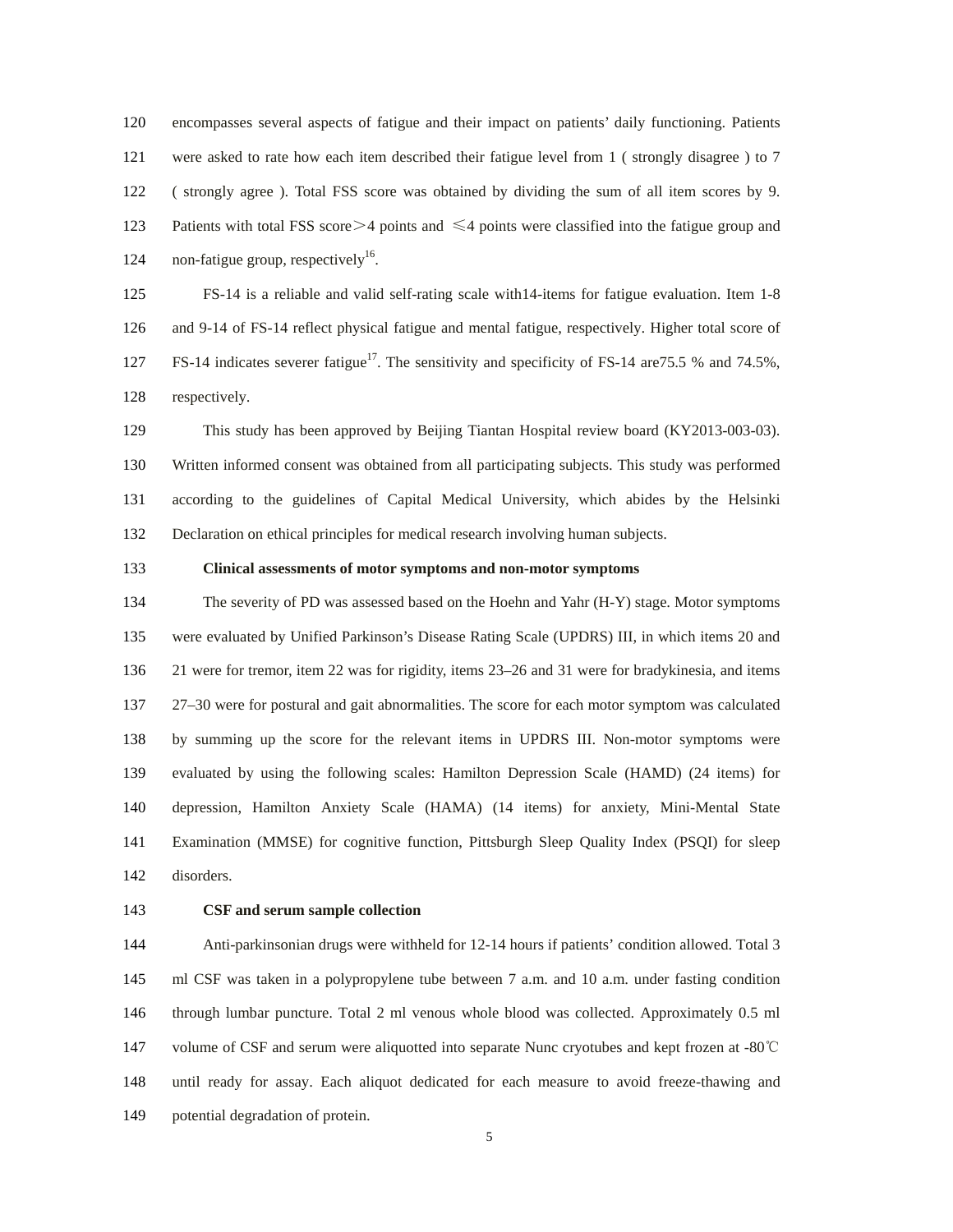encompasses several aspects of fatigue and their impact on patients' daily functioning. Patients were asked to rate how each item described their fatigue level from 1 ( strongly disagree ) to 7 ( strongly agree ). Total FSS score was obtained by dividing the sum of all item scores by 9. Patients with total FSS score＞4 points and ≤4 points were classified into the fatigue group and non-fatigue group, respectively[16].

FS-14 is a reliable and valid self-rating scale with14-items for fatigue evaluation. Item 1-8 and 9-14 of FS-14 reflect physical fatigue and mental fatigue, respectively. Higher total score of FS-14 indicates severer fatigue[17]. The sensitivity and specificity of FS-14 are75.5 % and 74.5%, respectively.

This study has been approved by Beijing Tiantan Hospital review board (KY2013-003-03). Written informed consent was obtained from all participating subjects. This study was performed according to the guidelines of Capital Medical University, which abides by the Helsinki Declaration on ethical principles for medical research involving human subjects.

**Clinical assessments of motor symptoms and non-motor symptoms**

The severity of PD was assessed based on the Hoehn and Yahr (H-Y) stage. Motor symptoms were evaluated by Unified Parkinson's Disease Rating Scale (UPDRS) III, in which items 20 and 21 were for tremor, item 22 was for rigidity, items 23–26 and 31 were for bradykinesia, and items 27–30 were for postural and gait abnormalities. The score for each motor symptom was calculated by summing up the score for the relevant items in UPDRS III. Non-motor symptoms were evaluated by using the following scales: Hamilton Depression Scale (HAMD) (24 items) for depression, Hamilton Anxiety Scale (HAMA) (14 items) for anxiety, Mini-Mental State Examination (MMSE) for cognitive function, Pittsburgh Sleep Quality Index (PSQI) for sleep disorders.

**CSF and serum sample collection**

Anti-parkinsonian drugs were withheld for 12-14 hours if patients' condition allowed. Total 3 ml CSF was taken in a polypropylene tube between 7 a.m. and 10 a.m. under fasting condition through lumbar puncture. Total 2 ml venous whole blood was collected. Approximately 0.5 ml volume of CSF and serum were aliquotted into separate Nunc cryotubes and kept frozen at -80℃ until ready for assay. Each aliquot dedicated for each measure to avoid freeze-thawing and potential degradation of protein.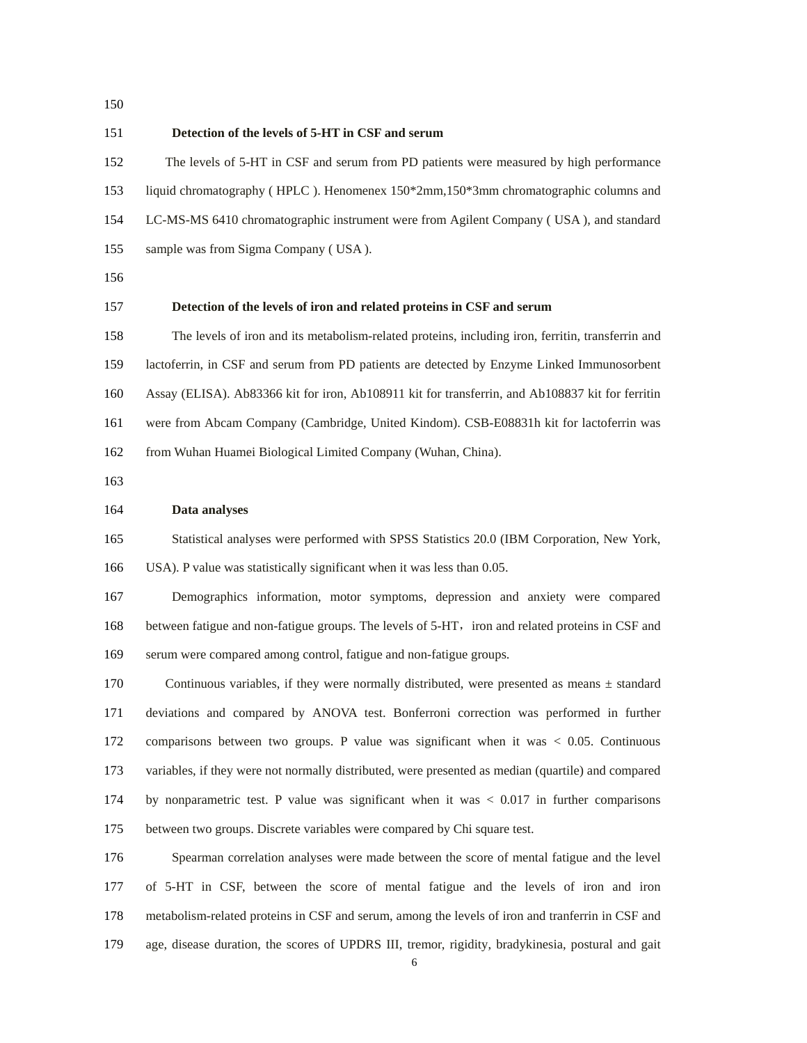### Detection of the levels of 5-HT in CSF and serum

The levels of 5-HT in CSF and serum from PD patients were measured by high performance liquid chromatography ( HPLC ). Henomenex 150*2mm,150*3mm chromatographic columns and LC-MS-MS 6410 chromatographic instrument were from Agilent Company ( USA ), and standard sample was from Sigma Company ( USA ).

### Detection of the levels of iron and related proteins in CSF and serum

The levels of iron and its metabolism-related proteins, including iron, ferritin, transferrin and lactoferrin, in CSF and serum from PD patients are detected by Enzyme Linked Immunosorbent Assay (ELISA). Ab83366 kit for iron, Ab108911 kit for transferrin, and Ab108837 kit for ferritin were from Abcam Company (Cambridge, United Kindom). CSB-E08831h kit for lactoferrin was from Wuhan Huamei Biological Limited Company (Wuhan, China).

### Data analyses

Statistical analyses were performed with SPSS Statistics 20.0 (IBM Corporation, New York, USA). P value was statistically significant when it was less than 0.05.

Demographics information, motor symptoms, depression and anxiety were compared between fatigue and non-fatigue groups. The levels of 5-HT，iron and related proteins in CSF and serum were compared among control, fatigue and non-fatigue groups.

Continuous variables, if they were normally distributed, were presented as means ± standard deviations and compared by ANOVA test. Bonferroni correction was performed in further comparisons between two groups. P value was significant when it was $< 0.05$. Continuous variables, if they were not normally distributed, were presented as median (quartile) and compared by nonparametric test. P value was significant when it was $< 0.017$ in further comparisons between two groups. Discrete variables were compared by Chi square test.

Spearman correlation analyses were made between the score of mental fatigue and the level of 5-HT in CSF, between the score of mental fatigue and the levels of iron and iron metabolism-related proteins in CSF and serum, among the levels of iron and tranferrin in CSF and age, disease duration, the scores of UPDRS III, tremor, rigidity, bradykinesia, postural and gait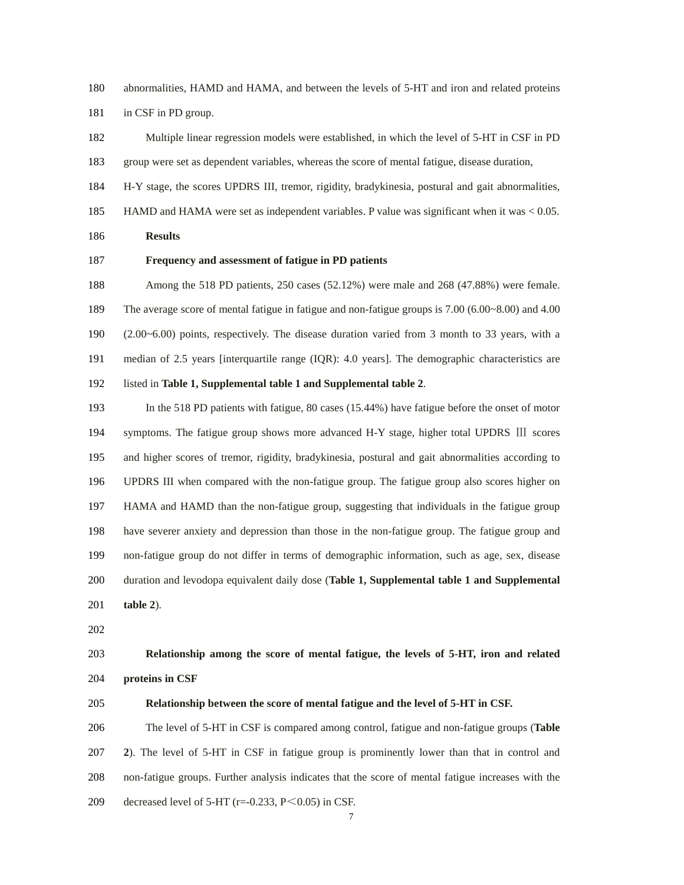abnormalities, HAMD and HAMA, and between the levels of 5-HT and iron and related proteins in CSF in PD group.

Multiple linear regression models were established, in which the level of 5-HT in CSF in PD group were set as dependent variables, whereas the score of mental fatigue, disease duration, H-Y stage, the scores UPDRS III, tremor, rigidity, bradykinesia, postural and gait abnormalities, HAMD and HAMA were set as independent variables. P value was significant when it was < 0.05.

## Results

### Frequency and assessment of fatigue in PD patients

Among the 518 PD patients, 250 cases (52.12%) were male and 268 (47.88%) were female. The average score of mental fatigue in fatigue and non-fatigue groups is 7.00 (6.00~8.00) and 4.00 (2.00~6.00) points, respectively. The disease duration varied from 3 month to 33 years, with a median of 2.5 years [interquartile range (IQR): 4.0 years]. The demographic characteristics are listed in **Table 1, Supplemental table 1 and Supplemental table 2**.

In the 518 PD patients with fatigue, 80 cases (15.44%) have fatigue before the onset of motor symptoms. The fatigue group shows more advanced H-Y stage, higher total UPDRS Ⅲ scores and higher scores of tremor, rigidity, bradykinesia, postural and gait abnormalities according to UPDRS III when compared with the non-fatigue group. The fatigue group also scores higher on HAMA and HAMD than the non-fatigue group, suggesting that individuals in the fatigue group have severer anxiety and depression than those in the non-fatigue group. The fatigue group and non-fatigue group do not differ in terms of demographic information, such as age, sex, disease duration and levodopa equivalent daily dose (**Table 1, Supplemental table 1 and Supplemental table 2**).

### Relationship among the score of mental fatigue, the levels of 5-HT, iron and related proteins in CSF

#### Relationship between the score of mental fatigue and the level of 5-HT in CSF.

The level of 5-HT in CSF is compared among control, fatigue and non-fatigue groups (**Table 2**). The level of 5-HT in CSF in fatigue group is prominently lower than that in control and non-fatigue groups. Further analysis indicates that the score of mental fatigue increases with the decreased level of 5-HT ($r=-0.233$, $P<0.05$) in CSF.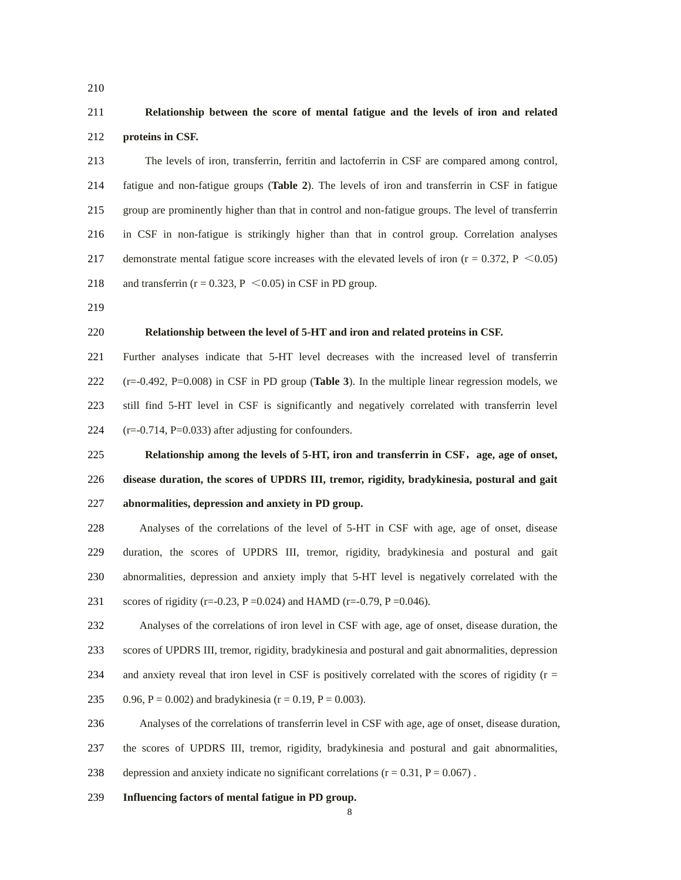**Relationship between the score of mental fatigue and the levels of iron and related proteins in CSF.**

The levels of iron, transferrin, ferritin and lactoferrin in CSF are compared among control, fatigue and non-fatigue groups (**Table 2**). The levels of iron and transferrin in CSF in fatigue group are prominently higher than that in control and non-fatigue groups. The level of transferrin in CSF in non-fatigue is strikingly higher than that in control group. Correlation analyses demonstrate mental fatigue score increases with the elevated levels of iron ($r = 0.372$, $P < 0.05$) and transferrin ($r = 0.323$, $P < 0.05$) in CSF in PD group.

**Relationship between the level of 5-HT and iron and related proteins in CSF.**

Further analyses indicate that 5-HT level decreases with the increased level of transferrin ($r=-0.492$, $P=0.008$) in CSF in PD group (**Table 3**). In the multiple linear regression models, we still find 5-HT level in CSF is significantly and negatively correlated with transferrin level ($r=-0.714$, $P=0.033$) after adjusting for confounders.

**Relationship among the levels of 5-HT, iron and transferrin in CSF，age, age of onset, disease duration, the scores of UPDRS III, tremor, rigidity, bradykinesia, postural and gait abnormalities, depression and anxiety in PD group.**

Analyses of the correlations of the level of 5-HT in CSF with age, age of onset, disease duration, the scores of UPDRS III, tremor, rigidity, bradykinesia and postural and gait abnormalities, depression and anxiety imply that 5-HT level is negatively correlated with the scores of rigidity ($r=-0.23$, $P =0.024$) and HAMD ($r=-0.79$, $P =0.046$).

Analyses of the correlations of iron level in CSF with age, age of onset, disease duration, the scores of UPDRS III, tremor, rigidity, bradykinesia and postural and gait abnormalities, depression and anxiety reveal that iron level in CSF is positively correlated with the scores of rigidity ($r = 0.96$, $P = 0.002$) and bradykinesia ($r = 0.19$, $P = 0.003$).

Analyses of the correlations of transferrin level in CSF with age, age of onset, disease duration, the scores of UPDRS III, tremor, rigidity, bradykinesia and postural and gait abnormalities, depression and anxiety indicate no significant correlations ($r = 0.31$, $P = 0.067$) .

**Influencing factors of mental fatigue in PD group.**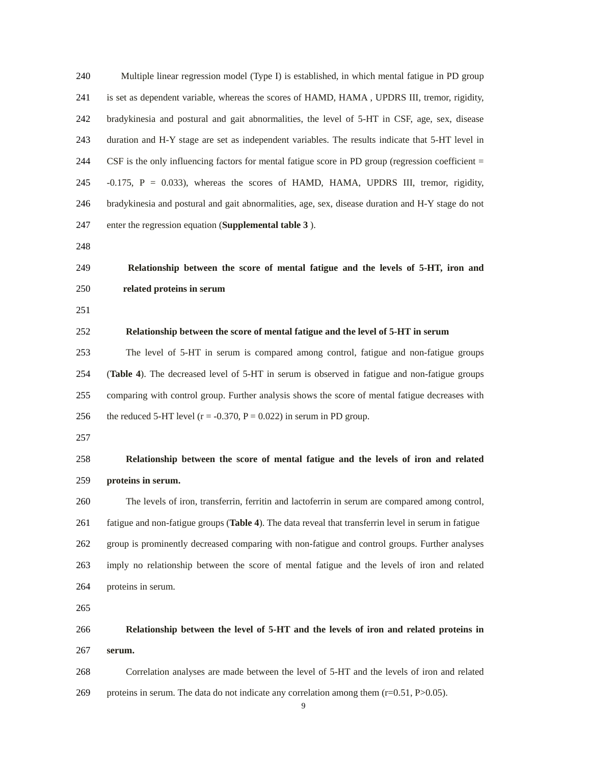Multiple linear regression model (Type I) is established, in which mental fatigue in PD group is set as dependent variable, whereas the scores of HAMD, HAMA , UPDRS III, tremor, rigidity, bradykinesia and postural and gait abnormalities, the level of 5-HT in CSF, age, sex, disease duration and H-Y stage are set as independent variables. The results indicate that 5-HT level in CSF is the only influencing factors for mental fatigue score in PD group (regression coefficient = -0.175, P = 0.033), whereas the scores of HAMD, HAMA, UPDRS III, tremor, rigidity, bradykinesia and postural and gait abnormalities, age, sex, disease duration and H-Y stage do not enter the regression equation (**Supplemental table 3** ).

## Relationship between the score of mental fatigue and the levels of 5-HT, iron and related proteins in serum

### Relationship between the score of mental fatigue and the level of 5-HT in serum

The level of 5-HT in serum is compared among control, fatigue and non-fatigue groups (**Table 4**). The decreased level of 5-HT in serum is observed in fatigue and non-fatigue groups comparing with control group. Further analysis shows the score of mental fatigue decreases with the reduced 5-HT level (r = -0.370, P = 0.022) in serum in PD group.

### Relationship between the score of mental fatigue and the levels of iron and related proteins in serum.

The levels of iron, transferrin, ferritin and lactoferrin in serum are compared among control, fatigue and non-fatigue groups (**Table 4**). The data reveal that transferrin level in serum in fatigue group is prominently decreased comparing with non-fatigue and control groups. Further analyses imply no relationship between the score of mental fatigue and the levels of iron and related proteins in serum.

### Relationship between the level of 5-HT and the levels of iron and related proteins in serum.

Correlation analyses are made between the level of 5-HT and the levels of iron and related proteins in serum. The data do not indicate any correlation among them (r=0.51, P>0.05).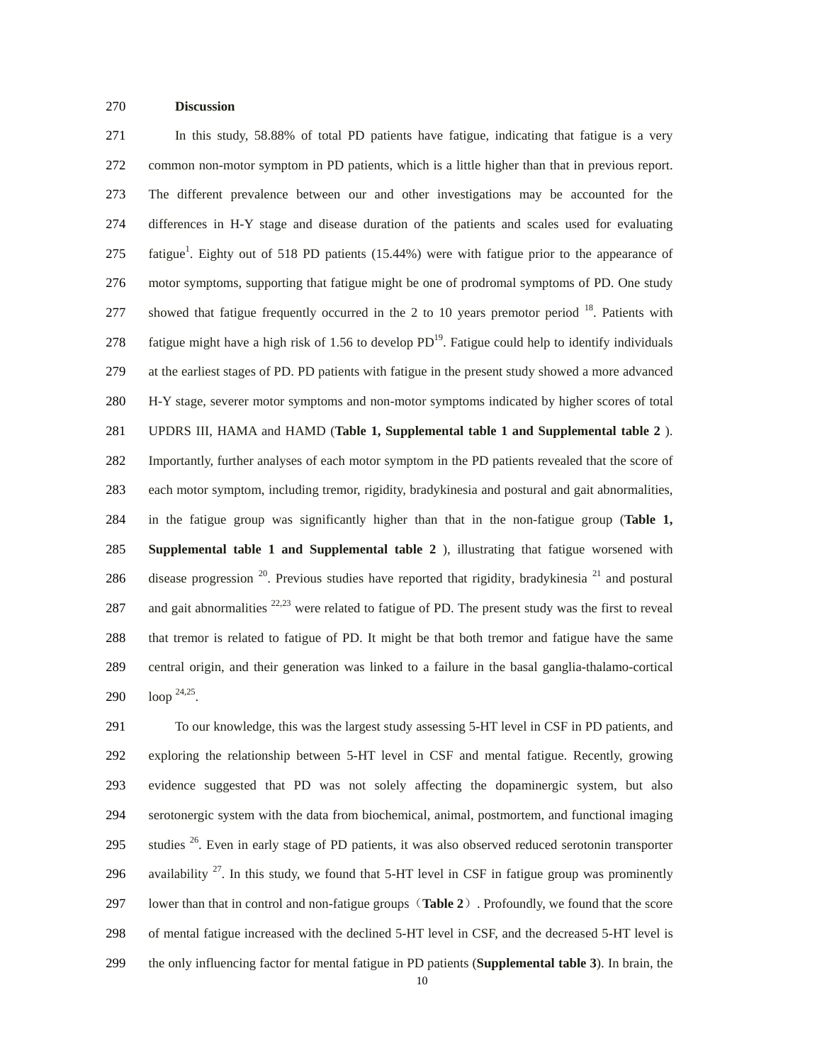## Discussion

In this study, 58.88% of total PD patients have fatigue, indicating that fatigue is a very common non-motor symptom in PD patients, which is a little higher than that in previous report. The different prevalence between our and other investigations may be accounted for the differences in H-Y stage and disease duration of the patients and scales used for evaluating fatigue[1]. Eighty out of 518 PD patients (15.44%) were with fatigue prior to the appearance of motor symptoms, supporting that fatigue might be one of prodromal symptoms of PD. One study showed that fatigue frequently occurred in the 2 to 10 years premotor period [18]. Patients with fatigue might have a high risk of 1.56 to develop PD[19]. Fatigue could help to identify individuals at the earliest stages of PD. PD patients with fatigue in the present study showed a more advanced H-Y stage, severer motor symptoms and non-motor symptoms indicated by higher scores of total UPDRS III, HAMA and HAMD (**Table 1, Supplemental table 1 and Supplemental table 2** ). Importantly, further analyses of each motor symptom in the PD patients revealed that the score of each motor symptom, including tremor, rigidity, bradykinesia and postural and gait abnormalities, in the fatigue group was significantly higher than that in the non-fatigue group (**Table 1, Supplemental table 1 and Supplemental table 2** ), illustrating that fatigue worsened with disease progression [20]. Previous studies have reported that rigidity, bradykinesia [21] and postural and gait abnormalities [22,23] were related to fatigue of PD. The present study was the first to reveal that tremor is related to fatigue of PD. It might be that both tremor and fatigue have the same central origin, and their generation was linked to a failure in the basal ganglia-thalamo-cortical loop [24,25].

To our knowledge, this was the largest study assessing 5-HT level in CSF in PD patients, and exploring the relationship between 5-HT level in CSF and mental fatigue. Recently, growing evidence suggested that PD was not solely affecting the dopaminergic system, but also serotonergic system with the data from biochemical, animal, postmortem, and functional imaging studies [26]. Even in early stage of PD patients, it was also observed reduced serotonin transporter availability [27]. In this study, we found that 5-HT level in CSF in fatigue group was prominently lower than that in control and non-fatigue groups（**Table 2**）. Profoundly, we found that the score of mental fatigue increased with the declined 5-HT level in CSF, and the decreased 5-HT level is the only influencing factor for mental fatigue in PD patients (**Supplemental table 3**). In brain, the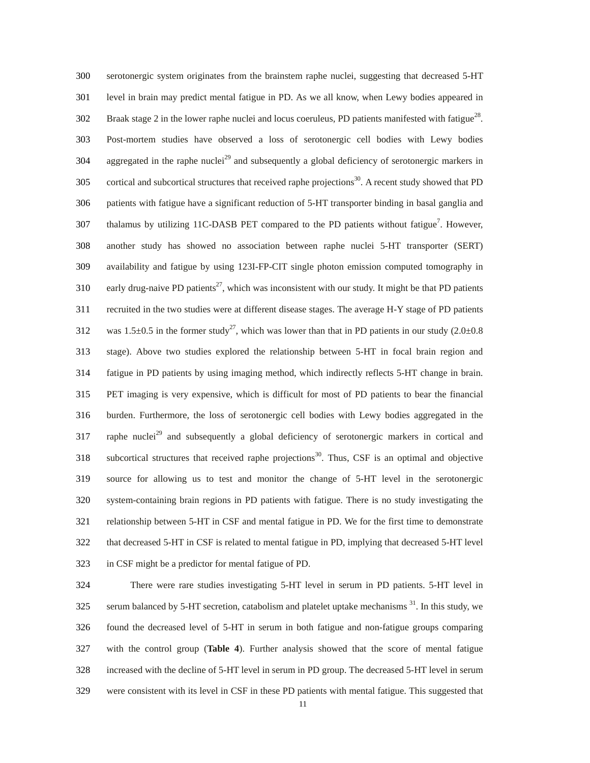serotonergic system originates from the brainstem raphe nuclei, suggesting that decreased 5-HT level in brain may predict mental fatigue in PD. As we all know, when Lewy bodies appeared in Braak stage 2 in the lower raphe nuclei and locus coeruleus, PD patients manifested with fatigue[28]. Post-mortem studies have observed a loss of serotonergic cell bodies with Lewy bodies aggregated in the raphe nuclei[29] and subsequently a global deficiency of serotonergic markers in cortical and subcortical structures that received raphe projections[30]. A recent study showed that PD patients with fatigue have a significant reduction of 5-HT transporter binding in basal ganglia and thalamus by utilizing 11C-DASB PET compared to the PD patients without fatigue[7]. However, another study has showed no association between raphe nuclei 5-HT transporter (SERT) availability and fatigue by using 123I-FP-CIT single photon emission computed tomography in early drug-naive PD patients[27], which was inconsistent with our study. It might be that PD patients recruited in the two studies were at different disease stages. The average H-Y stage of PD patients was 1.5±0.5 in the former study[27], which was lower than that in PD patients in our study (2.0±0.8 stage). Above two studies explored the relationship between 5-HT in focal brain region and fatigue in PD patients by using imaging method, which indirectly reflects 5-HT change in brain. PET imaging is very expensive, which is difficult for most of PD patients to bear the financial burden. Furthermore, the loss of serotonergic cell bodies with Lewy bodies aggregated in the raphe nuclei[29] and subsequently a global deficiency of serotonergic markers in cortical and subcortical structures that received raphe projections[30]. Thus, CSF is an optimal and objective source for allowing us to test and monitor the change of 5-HT level in the serotonergic system-containing brain regions in PD patients with fatigue. There is no study investigating the relationship between 5-HT in CSF and mental fatigue in PD. We for the first time to demonstrate that decreased 5-HT in CSF is related to mental fatigue in PD, implying that decreased 5-HT level in CSF might be a predictor for mental fatigue of PD.

There were rare studies investigating 5-HT level in serum in PD patients. 5-HT level in serum balanced by 5-HT secretion, catabolism and platelet uptake mechanisms [31]. In this study, we found the decreased level of 5-HT in serum in both fatigue and non-fatigue groups comparing with the control group (**Table 4**). Further analysis showed that the score of mental fatigue increased with the decline of 5-HT level in serum in PD group. The decreased 5-HT level in serum were consistent with its level in CSF in these PD patients with mental fatigue. This suggested that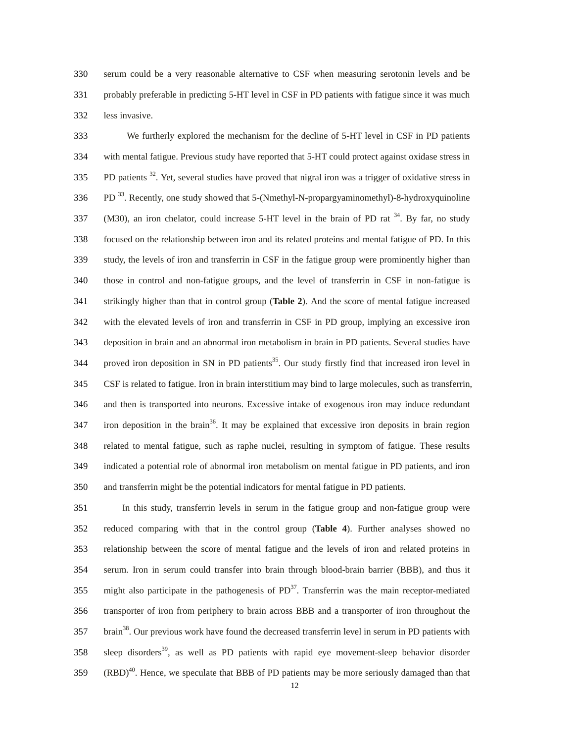serum could be a very reasonable alternative to CSF when measuring serotonin levels and be probably preferable in predicting 5-HT level in CSF in PD patients with fatigue since it was much less invasive.

We furtherly explored the mechanism for the decline of 5-HT level in CSF in PD patients with mental fatigue. Previous study have reported that 5-HT could protect against oxidase stress in PD patients [32]. Yet, several studies have proved that nigral iron was a trigger of oxidative stress in PD [33]. Recently, one study showed that 5-(Nmethyl-N-propargyaminomethyl)-8-hydroxyquinoline (M30), an iron chelator, could increase 5-HT level in the brain of PD rat [34]. By far, no study focused on the relationship between iron and its related proteins and mental fatigue of PD. In this study, the levels of iron and transferrin in CSF in the fatigue group were prominently higher than those in control and non-fatigue groups, and the level of transferrin in CSF in non-fatigue is strikingly higher than that in control group (**Table 2**). And the score of mental fatigue increased with the elevated levels of iron and transferrin in CSF in PD group, implying an excessive iron deposition in brain and an abnormal iron metabolism in brain in PD patients. Several studies have proved iron deposition in SN in PD patients[35]. Our study firstly find that increased iron level in CSF is related to fatigue. Iron in brain interstitium may bind to large molecules, such as transferrin, and then is transported into neurons. Excessive intake of exogenous iron may induce redundant iron deposition in the brain[36]. It may be explained that excessive iron deposits in brain region related to mental fatigue, such as raphe nuclei, resulting in symptom of fatigue. These results indicated a potential role of abnormal iron metabolism on mental fatigue in PD patients, and iron and transferrin might be the potential indicators for mental fatigue in PD patients.

In this study, transferrin levels in serum in the fatigue group and non-fatigue group were reduced comparing with that in the control group (**Table 4**). Further analyses showed no relationship between the score of mental fatigue and the levels of iron and related proteins in serum. Iron in serum could transfer into brain through blood-brain barrier (BBB), and thus it might also participate in the pathogenesis of PD[37]. Transferrin was the main receptor-mediated transporter of iron from periphery to brain across BBB and a transporter of iron throughout the brain[38]. Our previous work have found the decreased transferrin level in serum in PD patients with sleep disorders[39], as well as PD patients with rapid eye movement-sleep behavior disorder (RBD)[40]. Hence, we speculate that BBB of PD patients may be more seriously damaged than that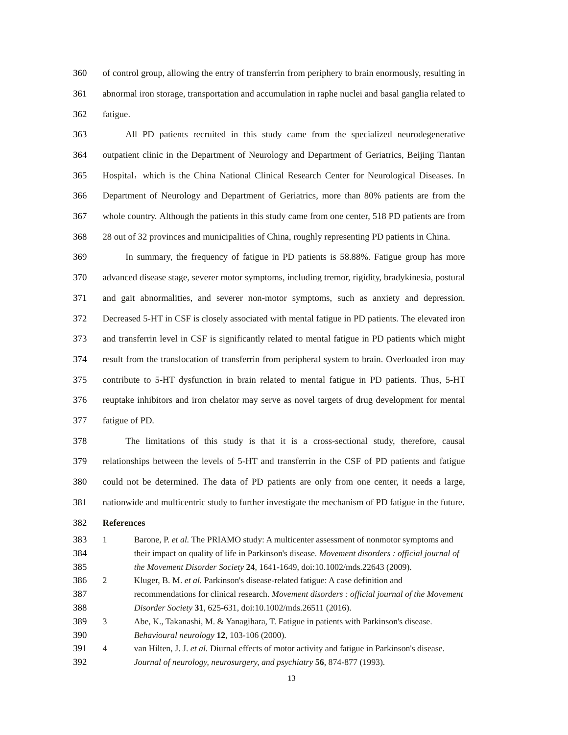of control group, allowing the entry of transferrin from periphery to brain enormously, resulting in abnormal iron storage, transportation and accumulation in raphe nuclei and basal ganglia related to fatigue.

All PD patients recruited in this study came from the specialized neurodegenerative outpatient clinic in the Department of Neurology and Department of Geriatrics, Beijing Tiantan Hospital，which is the China National Clinical Research Center for Neurological Diseases. In Department of Neurology and Department of Geriatrics, more than 80% patients are from the whole country. Although the patients in this study came from one center, 518 PD patients are from 28 out of 32 provinces and municipalities of China, roughly representing PD patients in China.

In summary, the frequency of fatigue in PD patients is 58.88%. Fatigue group has more advanced disease stage, severer motor symptoms, including tremor, rigidity, bradykinesia, postural and gait abnormalities, and severer non-motor symptoms, such as anxiety and depression. Decreased 5-HT in CSF is closely associated with mental fatigue in PD patients. The elevated iron and transferrin level in CSF is significantly related to mental fatigue in PD patients which might result from the translocation of transferrin from peripheral system to brain. Overloaded iron may contribute to 5-HT dysfunction in brain related to mental fatigue in PD patients. Thus, 5-HT reuptake inhibitors and iron chelator may serve as novel targets of drug development for mental fatigue of PD.

The limitations of this study is that it is a cross-sectional study, therefore, causal relationships between the levels of 5-HT and transferrin in the CSF of PD patients and fatigue could not be determined. The data of PD patients are only from one center, it needs a large, nationwide and multicentric study to further investigate the mechanism of PD fatigue in the future.

**References**

1. Barone, P. *et al.* The PRIAMO study: A multicenter assessment of nonmotor symptoms and their impact on quality of life in Parkinson's disease. *Movement disorders : official journal of the Movement Disorder Society* **24**, 1641-1649, doi:10.1002/mds.22643 (2009).
2. Kluger, B. M. *et al.* Parkinson's disease-related fatigue: A case definition and recommendations for clinical research. *Movement disorders : official journal of the Movement Disorder Society* **31**, 625-631, doi:10.1002/mds.26511 (2016).
3. Abe, K., Takanashi, M. & Yanagihara, T. Fatigue in patients with Parkinson's disease. *Behavioural neurology* **12**, 103-106 (2000).
4. van Hilten, J. J. *et al.* Diurnal effects of motor activity and fatigue in Parkinson's disease. *Journal of neurology, neurosurgery, and psychiatry* **56**, 874-877 (1993).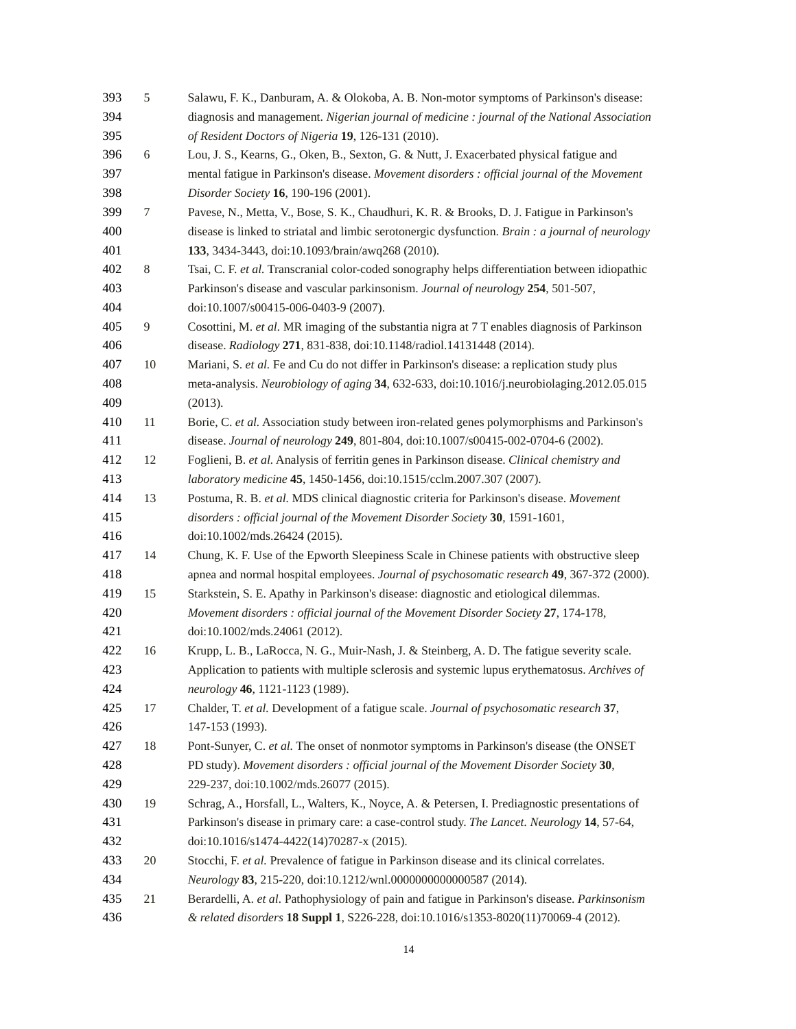5. Salawu, F. K., Danburam, A. & Olokoba, A. B. Non-motor symptoms of Parkinson's disease: diagnosis and management. *Nigerian journal of medicine : journal of the National Association of Resident Doctors of Nigeria* **19**, 126-131 (2010).
6. Lou, J. S., Kearns, G., Oken, B., Sexton, G. & Nutt, J. Exacerbated physical fatigue and mental fatigue in Parkinson's disease. *Movement disorders : official journal of the Movement Disorder Society* **16**, 190-196 (2001).
7. Pavese, N., Metta, V., Bose, S. K., Chaudhuri, K. R. & Brooks, D. J. Fatigue in Parkinson's disease is linked to striatal and limbic serotonergic dysfunction. *Brain : a journal of neurology* **133**, 3434-3443, doi:10.1093/brain/awq268 (2010).
8. Tsai, C. F. *et al.* Transcranial color-coded sonography helps differentiation between idiopathic Parkinson's disease and vascular parkinsonism. *Journal of neurology* **254**, 501-507, doi:10.1007/s00415-006-0403-9 (2007).
9. Cosottini, M. *et al.* MR imaging of the substantia nigra at 7 T enables diagnosis of Parkinson disease. *Radiology* **271**, 831-838, doi:10.1148/radiol.14131448 (2014).
10. Mariani, S. *et al.* Fe and Cu do not differ in Parkinson's disease: a replication study plus meta-analysis. *Neurobiology of aging* **34**, 632-633, doi:10.1016/j.neurobiolaging.2012.05.015 (2013).
11. Borie, C. *et al.* Association study between iron-related genes polymorphisms and Parkinson's disease. *Journal of neurology* **249**, 801-804, doi:10.1007/s00415-002-0704-6 (2002).
12. Foglieni, B. *et al.* Analysis of ferritin genes in Parkinson disease. *Clinical chemistry and laboratory medicine* **45**, 1450-1456, doi:10.1515/cclm.2007.307 (2007).
13. Postuma, R. B. *et al.* MDS clinical diagnostic criteria for Parkinson's disease. *Movement disorders : official journal of the Movement Disorder Society* **30**, 1591-1601, doi:10.1002/mds.26424 (2015).
14. Chung, K. F. Use of the Epworth Sleepiness Scale in Chinese patients with obstructive sleep apnea and normal hospital employees. *Journal of psychosomatic research* **49**, 367-372 (2000).
15. Starkstein, S. E. Apathy in Parkinson's disease: diagnostic and etiological dilemmas. *Movement disorders : official journal of the Movement Disorder Society* **27**, 174-178, doi:10.1002/mds.24061 (2012).
16. Krupp, L. B., LaRocca, N. G., Muir-Nash, J. & Steinberg, A. D. The fatigue severity scale. Application to patients with multiple sclerosis and systemic lupus erythematosus. *Archives of neurology* **46**, 1121-1123 (1989).
17. Chalder, T. *et al.* Development of a fatigue scale. *Journal of psychosomatic research* **37**, 147-153 (1993).
18. Pont-Sunyer, C. *et al.* The onset of nonmotor symptoms in Parkinson's disease (the ONSET PD study). *Movement disorders : official journal of the Movement Disorder Society* **30**, 229-237, doi:10.1002/mds.26077 (2015).
19. Schrag, A., Horsfall, L., Walters, K., Noyce, A. & Petersen, I. Prediagnostic presentations of Parkinson's disease in primary care: a case-control study. *The Lancet. Neurology* **14**, 57-64, doi:10.1016/s1474-4422(14)70287-x (2015).
20. Stocchi, F. *et al.* Prevalence of fatigue in Parkinson disease and its clinical correlates. *Neurology* **83**, 215-220, doi:10.1212/wnl.0000000000000587 (2014).
21. Berardelli, A. *et al.* Pathophysiology of pain and fatigue in Parkinson's disease. *Parkinsonism & related disorders* **18 Suppl 1**, S226-228, doi:10.1016/s1353-8020(11)70069-4 (2012).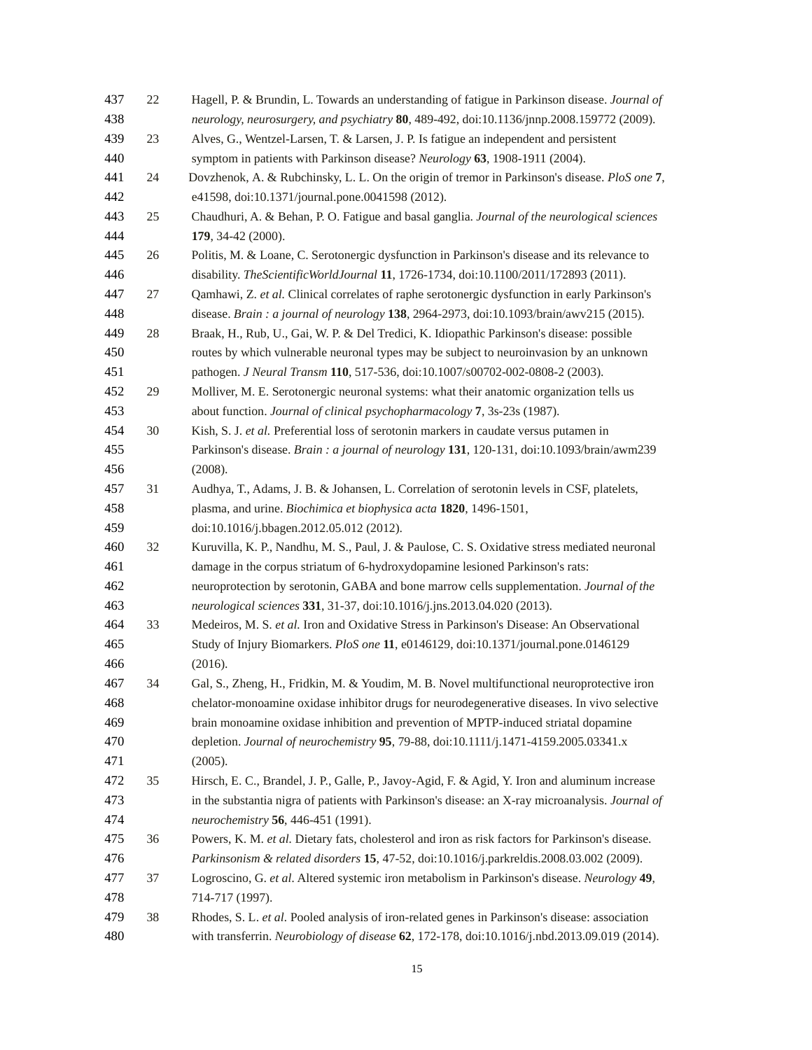22 Hagell, P. & Brundin, L. Towards an understanding of fatigue in Parkinson disease. *Journal of neurology, neurosurgery, and psychiatry* **80**, 489-492, doi:10.1136/jnnp.2008.159772 (2009).

23 Alves, G., Wentzel-Larsen, T. & Larsen, J. P. Is fatigue an independent and persistent symptom in patients with Parkinson disease? *Neurology* **63**, 1908-1911 (2004).

24 Dovzhenok, A. & Rubchinsky, L. L. On the origin of tremor in Parkinson's disease. *PloS one* **7**, e41598, doi:10.1371/journal.pone.0041598 (2012).

25 Chaudhuri, A. & Behan, P. O. Fatigue and basal ganglia. *Journal of the neurological sciences* **179**, 34-42 (2000).

26 Politis, M. & Loane, C. Serotonergic dysfunction in Parkinson's disease and its relevance to disability. *TheScientificWorldJournal* **11**, 1726-1734, doi:10.1100/2011/172893 (2011).

27 Qamhawi, Z. *et al.* Clinical correlates of raphe serotonergic dysfunction in early Parkinson's disease. *Brain : a journal of neurology* **138**, 2964-2973, doi:10.1093/brain/awv215 (2015).

28 Braak, H., Rub, U., Gai, W. P. & Del Tredici, K. Idiopathic Parkinson's disease: possible routes by which vulnerable neuronal types may be subject to neuroinvasion by an unknown pathogen. *J Neural Transm* **110**, 517-536, doi:10.1007/s00702-002-0808-2 (2003).

29 Molliver, M. E. Serotonergic neuronal systems: what their anatomic organization tells us about function. *Journal of clinical psychopharmacology* **7**, 3s-23s (1987).

30 Kish, S. J. *et al.* Preferential loss of serotonin markers in caudate versus putamen in Parkinson's disease. *Brain : a journal of neurology* **131**, 120-131, doi:10.1093/brain/awm239 (2008).

31 Audhya, T., Adams, J. B. & Johansen, L. Correlation of serotonin levels in CSF, platelets, plasma, and urine. *Biochimica et biophysica acta* **1820**, 1496-1501, doi:10.1016/j.bbagen.2012.05.012 (2012).

32 Kuruvilla, K. P., Nandhu, M. S., Paul, J. & Paulose, C. S. Oxidative stress mediated neuronal damage in the corpus striatum of 6-hydroxydopamine lesioned Parkinson's rats: neuroprotection by serotonin, GABA and bone marrow cells supplementation. *Journal of the neurological sciences* **331**, 31-37, doi:10.1016/j.jns.2013.04.020 (2013).

33 Medeiros, M. S. *et al.* Iron and Oxidative Stress in Parkinson's Disease: An Observational Study of Injury Biomarkers. *PloS one* **11**, e0146129, doi:10.1371/journal.pone.0146129 (2016).

34 Gal, S., Zheng, H., Fridkin, M. & Youdim, M. B. Novel multifunctional neuroprotective iron chelator-monoamine oxidase inhibitor drugs for neurodegenerative diseases. In vivo selective brain monoamine oxidase inhibition and prevention of MPTP-induced striatal dopamine depletion. *Journal of neurochemistry* **95**, 79-88, doi:10.1111/j.1471-4159.2005.03341.x (2005).

35 Hirsch, E. C., Brandel, J. P., Galle, P., Javoy-Agid, F. & Agid, Y. Iron and aluminum increase in the substantia nigra of patients with Parkinson's disease: an X-ray microanalysis. *Journal of neurochemistry* **56**, 446-451 (1991).

36 Powers, K. M. *et al.* Dietary fats, cholesterol and iron as risk factors for Parkinson's disease. *Parkinsonism & related disorders* **15**, 47-52, doi:10.1016/j.parkreldis.2008.03.002 (2009).

37 Logroscino, G. *et al.* Altered systemic iron metabolism in Parkinson's disease. *Neurology* **49**, 714-717 (1997).

38 Rhodes, S. L. *et al.* Pooled analysis of iron-related genes in Parkinson's disease: association with transferrin. *Neurobiology of disease* **62**, 172-178, doi:10.1016/j.nbd.2013.09.019 (2014).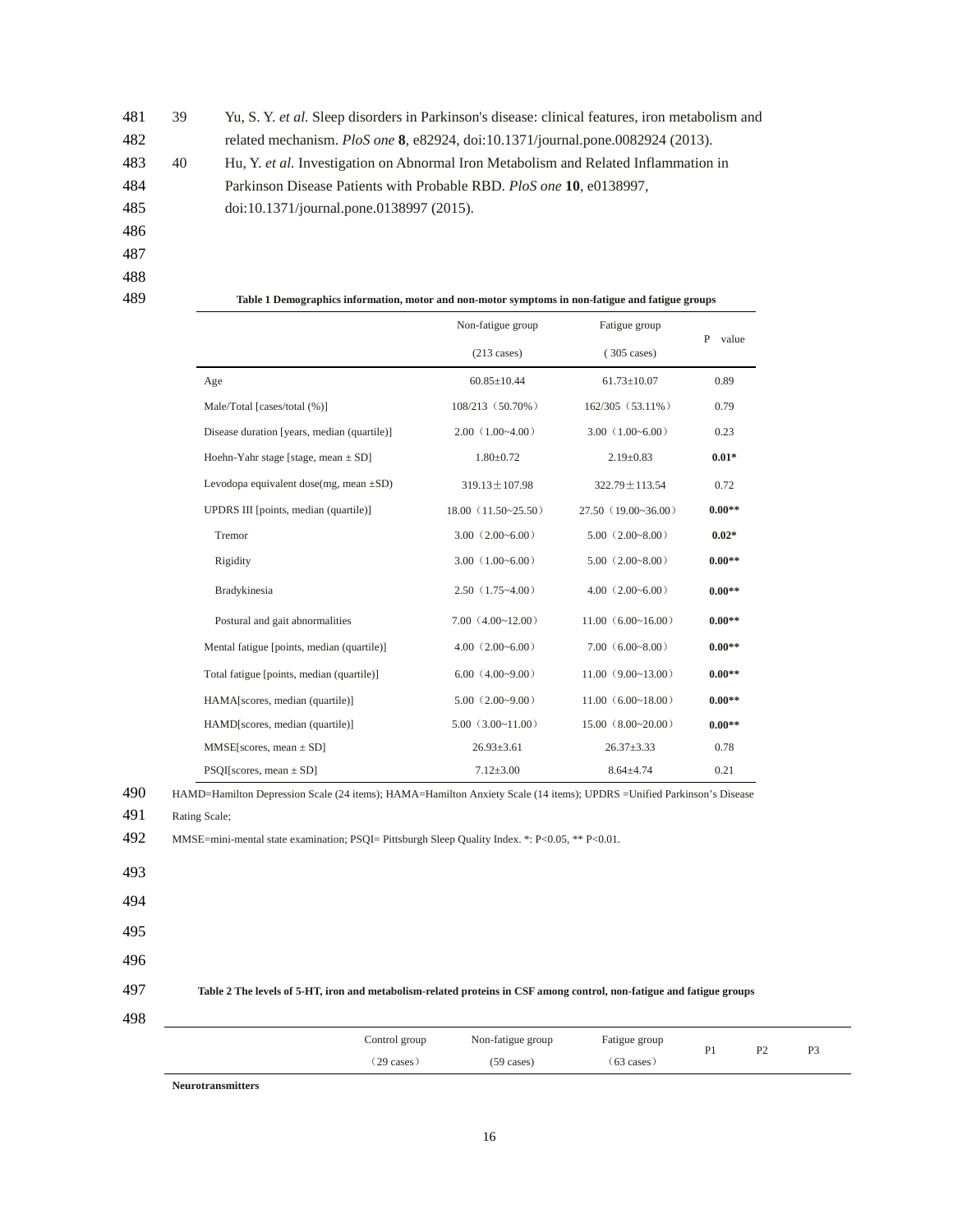39. Yu, S. Y. *et al.* Sleep disorders in Parkinson's disease: clinical features, iron metabolism and related mechanism. *PloS one* **8**, e82924, doi:10.1371/journal.pone.0082924 (2013).
40. Hu, Y. *et al.* Investigation on Abnormal Iron Metabolism and Related Inflammation in Parkinson Disease Patients with Probable RBD. *PloS one* **10**, e0138997, doi:10.1371/journal.pone.0138997 (2015).

**Table 1 Demographics information, motor and non-motor symptoms in non-fatigue and fatigue groups**

| | Non-fatigue group (213 cases) | Fatigue group ( 305 cases) | P value |
|---|---|---|---|
| Age | 60.85±10.44 | 61.73±10.07 | 0.89 |
| Male/Total [cases/total (%)] | 108/213（50.70%） | 162/305（53.11%） | 0.79 |
| Disease duration [years, median (quartile)] | 2.00（1.00~4.00） | 3.00（1.00~6.00） | 0.23 |
| Hoehn-Yahr stage [stage, mean ± SD] | 1.80±0.72 | 2.19±0.83 | **0.01*** |
| Levodopa equivalent dose(mg, mean ±SD) | 319.13±107.98 | 322.79±113.54 | 0.72 |
| UPDRS III [points, median (quartile)] | 18.00（11.50~25.50） | 27.50（19.00~36.00） | **0.00**** |
| Tremor | 3.00（2.00~6.00） | 5.00（2.00~8.00） | **0.02*** |
| Rigidity | 3.00（1.00~6.00） | 5.00（2.00~8.00） | **0.00**** |
| Bradykinesia | 2.50（1.75~4.00） | 4.00（2.00~6.00） | **0.00**** |
| Postural and gait abnormalities | 7.00（4.00~12.00） | 11.00（6.00~16.00） | **0.00**** |
| Mental fatigue [points, median (quartile)] | 4.00（2.00~6.00） | 7.00（6.00~8.00） | **0.00**** |
| Total fatigue [points, median (quartile)] | 6.00（4.00~9.00） | 11.00（9.00~13.00） | **0.00**** |
| HAMA[scores, median (quartile)] | 5.00（2.00~9.00） | 11.00（6.00~18.00） | **0.00**** |
| HAMD[scores, median (quartile)] | 5.00（3.00~11.00） | 15.00（8.00~20.00） | **0.00**** |
| MMSE[scores, mean ± SD] | 26.93±3.61 | 26.37±3.33 | 0.78 |
| PSQI[scores, mean ± SD] | 7.12±3.00 | 8.64±4.74 | 0.21 |

HAMD=Hamilton Depression Scale (24 items); HAMA=Hamilton Anxiety Scale (14 items); UPDRS =Unified Parkinson's Disease Rating Scale;
MMSE=mini-mental state examination; PSQI= Pittsburgh Sleep Quality Index. *: P<0.05, ** P<0.01.

**Table 2 The levels of 5-HT, iron and metabolism-related proteins in CSF among control, non-fatigue and fatigue groups**

| | Control group（29 cases） | Non-fatigue group (59 cases) | Fatigue group（63 cases） | P1 | P2 | P3 |
|---|---|---|---|---|---|---|
| **Neurotransmitters** | | | | | | |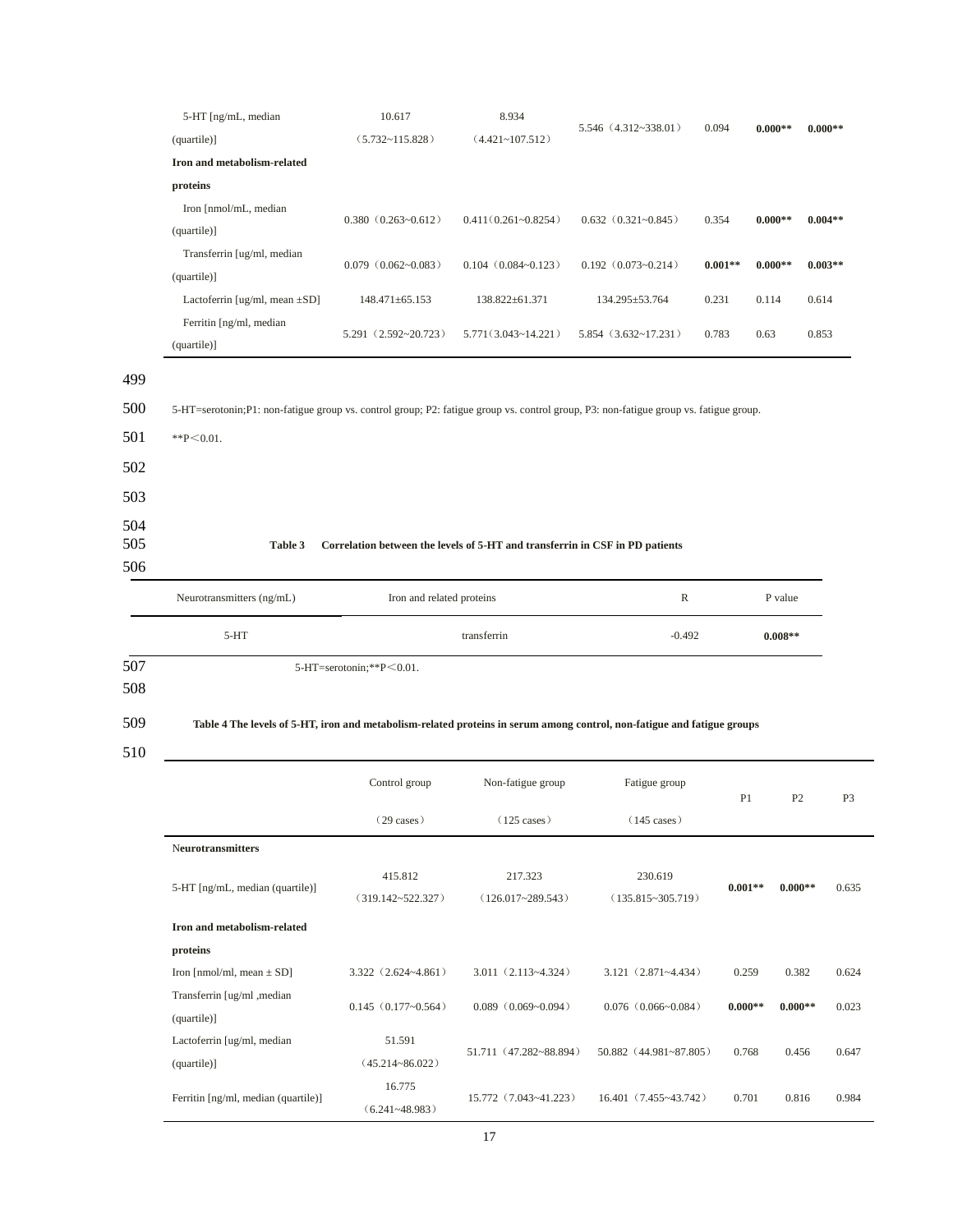| | | | | | | |
|---|---|---|---|---|---|---|
| 5-HT [ng/mL, median (quartile)] | 10.617 (5.732~115.828) | 8.934 (4.421~107.512) | 5.546 (4.312~338.01) | 0.094 | **0.000\*\*** | **0.000\*\*** |
| **Iron and metabolism-related proteins** | | | | | | |
| Iron [nmol/mL, median (quartile)] | 0.380 (0.263~0.612) | 0.411(0.261~0.8254) | 0.632 (0.321~0.845) | 0.354 | **0.000\*\*** | **0.004\*\*** |
| Transferrin [ug/ml, median (quartile)] | 0.079 (0.062~0.083) | 0.104 (0.084~0.123) | 0.192 (0.073~0.214) | **0.001\*\*** | **0.000\*\*** | **0.003\*\*** |
| Lactoferrin [ug/ml, mean ±SD] | 148.471±65.153 | 138.822±61.371 | 134.295±53.764 | 0.231 | 0.114 | 0.614 |
| Ferritin [ng/ml, median (quartile)] | 5.291 (2.592~20.723) | 5.771(3.043~14.221) | 5.854 (3.632~17.231) | 0.783 | 0.63 | 0.853 |

5-HT=serotonin;P1: non-fatigue group vs. control group; P2: fatigue group vs. control group, P3: non-fatigue group vs. fatigue group.

**P<0.01.

**Table 3 Correlation between the levels of 5-HT and transferrin in CSF in PD patients**

| Neurotransmitters (ng/mL) | Iron and related proteins | R | P value |
|---|---|---|---|
| 5-HT | transferrin | -0.492 | **0.008\*\*** |

5-HT=serotonin;**P<0.01.

**Table 4 The levels of 5-HT, iron and metabolism-related proteins in serum among control, non-fatigue and fatigue groups**

| | Control group (29 cases) | Non-fatigue group (125 cases) | Fatigue group (145 cases) | P1 | P2 | P3 |
|---|---|---|---|---|---|---|
| **Neurotransmitters** | | | | | | |
| 5-HT [ng/mL, median (quartile)] | 415.812 (319.142~522.327) | 217.323 (126.017~289.543) | 230.619 (135.815~305.719) | **0.001\*\*** | **0.000\*\*** | 0.635 |
| **Iron and metabolism-related proteins** | | | | | | |
| Iron [nmol/ml, mean ± SD] | 3.322 (2.624~4.861) | 3.011 (2.113~4.324) | 3.121 (2.871~4.434) | 0.259 | 0.382 | 0.624 |
| Transferrin [ug/ml ,median (quartile)] | 0.145 (0.177~0.564) | 0.089 (0.069~0.094) | 0.076 (0.066~0.084) | **0.000\*\*** | **0.000\*\*** | 0.023 |
| Lactoferrin [ug/ml, median (quartile)] | 51.591 (45.214~86.022) | 51.711 (47.282~88.894) | 50.882 (44.981~87.805) | 0.768 | 0.456 | 0.647 |
| Ferritin [ng/ml, median (quartile)] | 16.775 (6.241~48.983) | 15.772 (7.043~41.223) | 16.401 (7.455~43.742) | 0.701 | 0.816 | 0.984 |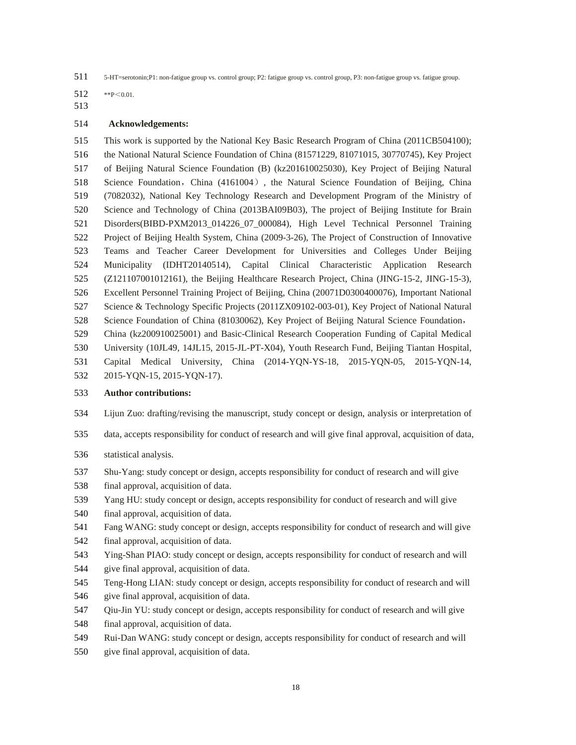5-HT=serotonin;P1: non-fatigue group vs. control group; P2: fatigue group vs. control group, P3: non-fatigue group vs. fatigue group.

**P＜0.01.

**Acknowledgements:**

This work is supported by the National Key Basic Research Program of China (2011CB504100); the National Natural Science Foundation of China (81571229, 81071015, 30770745), Key Project of Beijing Natural Science Foundation (B) (kz201610025030), Key Project of Beijing Natural Science Foundation，China (4161004）, the Natural Science Foundation of Beijing, China (7082032), National Key Technology Research and Development Program of the Ministry of Science and Technology of China (2013BAI09B03), The project of Beijing Institute for Brain Disorders(BIBD-PXM2013_014226_07_000084), High Level Technical Personnel Training Project of Beijing Health System, China (2009-3-26), The Project of Construction of Innovative Teams and Teacher Career Development for Universities and Colleges Under Beijing Municipality (IDHT20140514), Capital Clinical Characteristic Application Research (Z121107001012161), the Beijing Healthcare Research Project, China (JING-15-2, JING-15-3), Excellent Personnel Training Project of Beijing, China (20071D0300400076), Important National Science & Technology Specific Projects (2011ZX09102-003-01), Key Project of National Natural Science Foundation of China (81030062), Key Project of Beijing Natural Science Foundation，China (kz200910025001) and Basic-Clinical Research Cooperation Funding of Capital Medical University (10JL49, 14JL15, 2015-JL-PT-X04), Youth Research Fund, Beijing Tiantan Hospital, Capital Medical University, China (2014-YQN-YS-18, 2015-YQN-05, 2015-YQN-14, 2015-YQN-15, 2015-YQN-17).

**Author contributions:**

Lijun Zuo: drafting/revising the manuscript, study concept or design, analysis or interpretation of data, accepts responsibility for conduct of research and will give final approval, acquisition of data, statistical analysis.

Shu-Yang: study concept or design, accepts responsibility for conduct of research and will give final approval, acquisition of data.

Yang HU: study concept or design, accepts responsibility for conduct of research and will give final approval, acquisition of data.

Fang WANG: study concept or design, accepts responsibility for conduct of research and will give final approval, acquisition of data.

Ying-Shan PIAO: study concept or design, accepts responsibility for conduct of research and will give final approval, acquisition of data.

Teng-Hong LIAN: study concept or design, accepts responsibility for conduct of research and will give final approval, acquisition of data.

Qiu-Jin YU: study concept or design, accepts responsibility for conduct of research and will give final approval, acquisition of data.

Rui-Dan WANG: study concept or design, accepts responsibility for conduct of research and will give final approval, acquisition of data.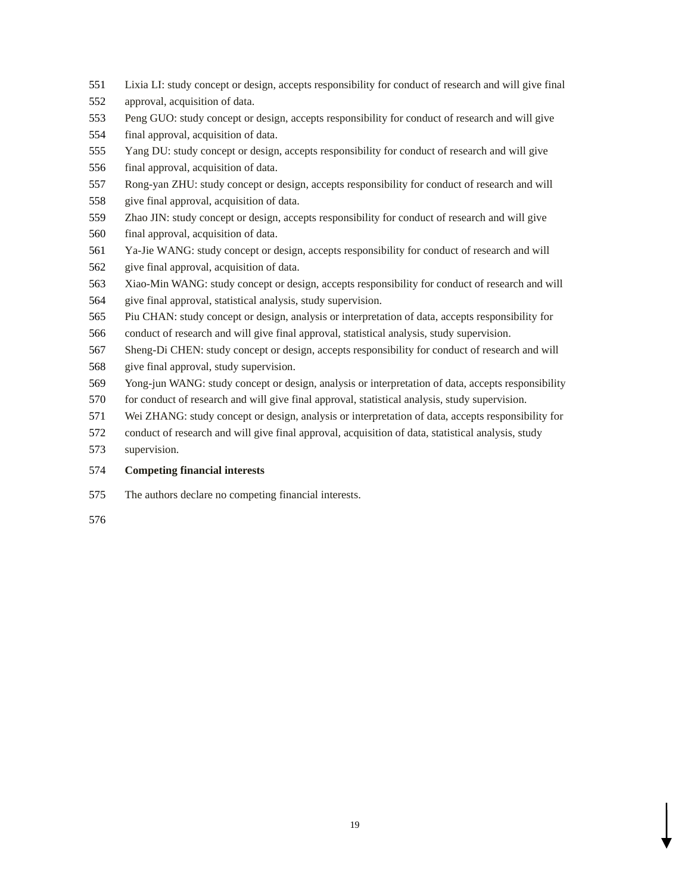Lixia LI: study concept or design, accepts responsibility for conduct of research and will give final approval, acquisition of data.

Peng GUO: study concept or design, accepts responsibility for conduct of research and will give final approval, acquisition of data.

Yang DU: study concept or design, accepts responsibility for conduct of research and will give final approval, acquisition of data.

Rong-yan ZHU: study concept or design, accepts responsibility for conduct of research and will give final approval, acquisition of data.

Zhao JIN: study concept or design, accepts responsibility for conduct of research and will give final approval, acquisition of data.

Ya-Jie WANG: study concept or design, accepts responsibility for conduct of research and will give final approval, acquisition of data.

Xiao-Min WANG: study concept or design, accepts responsibility for conduct of research and will give final approval, statistical analysis, study supervision.

Piu CHAN: study concept or design, analysis or interpretation of data, accepts responsibility for conduct of research and will give final approval, statistical analysis, study supervision.

Sheng-Di CHEN: study concept or design, accepts responsibility for conduct of research and will give final approval, study supervision.

Yong-jun WANG: study concept or design, analysis or interpretation of data, accepts responsibility for conduct of research and will give final approval, statistical analysis, study supervision.

Wei ZHANG: study concept or design, analysis or interpretation of data, accepts responsibility for conduct of research and will give final approval, acquisition of data, statistical analysis, study supervision.

**Competing financial interests**

The authors declare no competing financial interests.